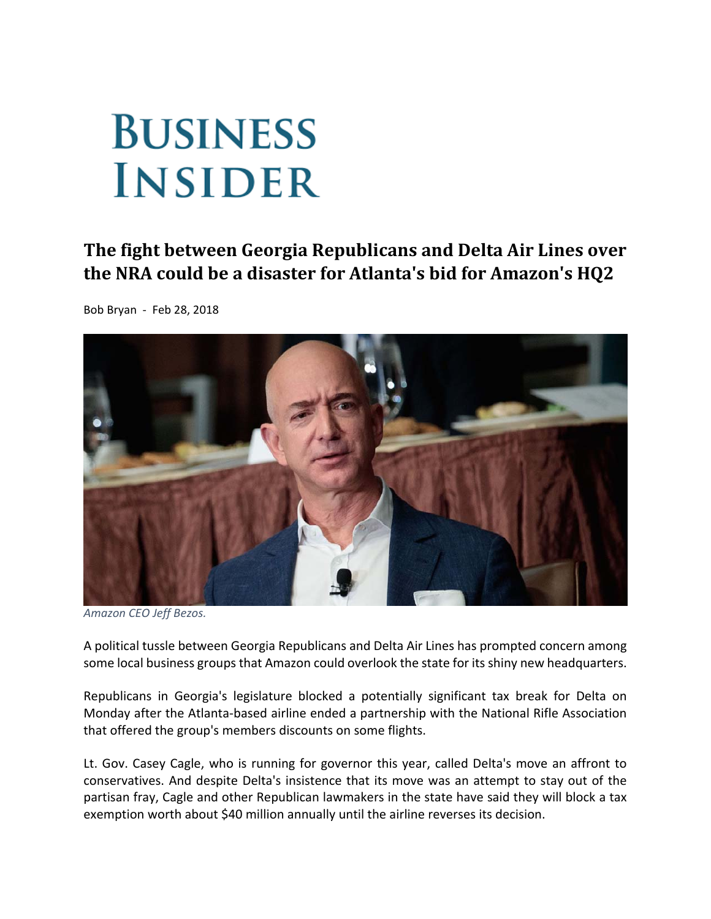# BUSINESS INSIDER

## The fight between Georgia Republicans and Delta Air Lines over the NRA could be a disaster for Atlanta's bid for Amazon's HQ2

Bob Bryan - Feb 28, 2018

*Amazon CEO Jeff Bezos.*

A political tussle between Georgia Republicans and Delta Air Lines has prompted concern among some local business groups that Amazon could overlook the state for its shiny new headquarters.

Republicans in Georgia's legislature blocked a potentially significant tax break for Delta on Monday after the Atlanta-based airline ended a partnership with the National Rifle Association that offered the group's members discounts on some flights.

Lt. Gov. Casey Cagle, who is running for governor this year, called Delta's move an affront to conservatives. And despite Delta's insistence that its move was an attempt to stay out of the partisan fray, Cagle and other Republican lawmakers in the state have said they will block a tax exemption worth about $40 million annually until the airline reverses its decision.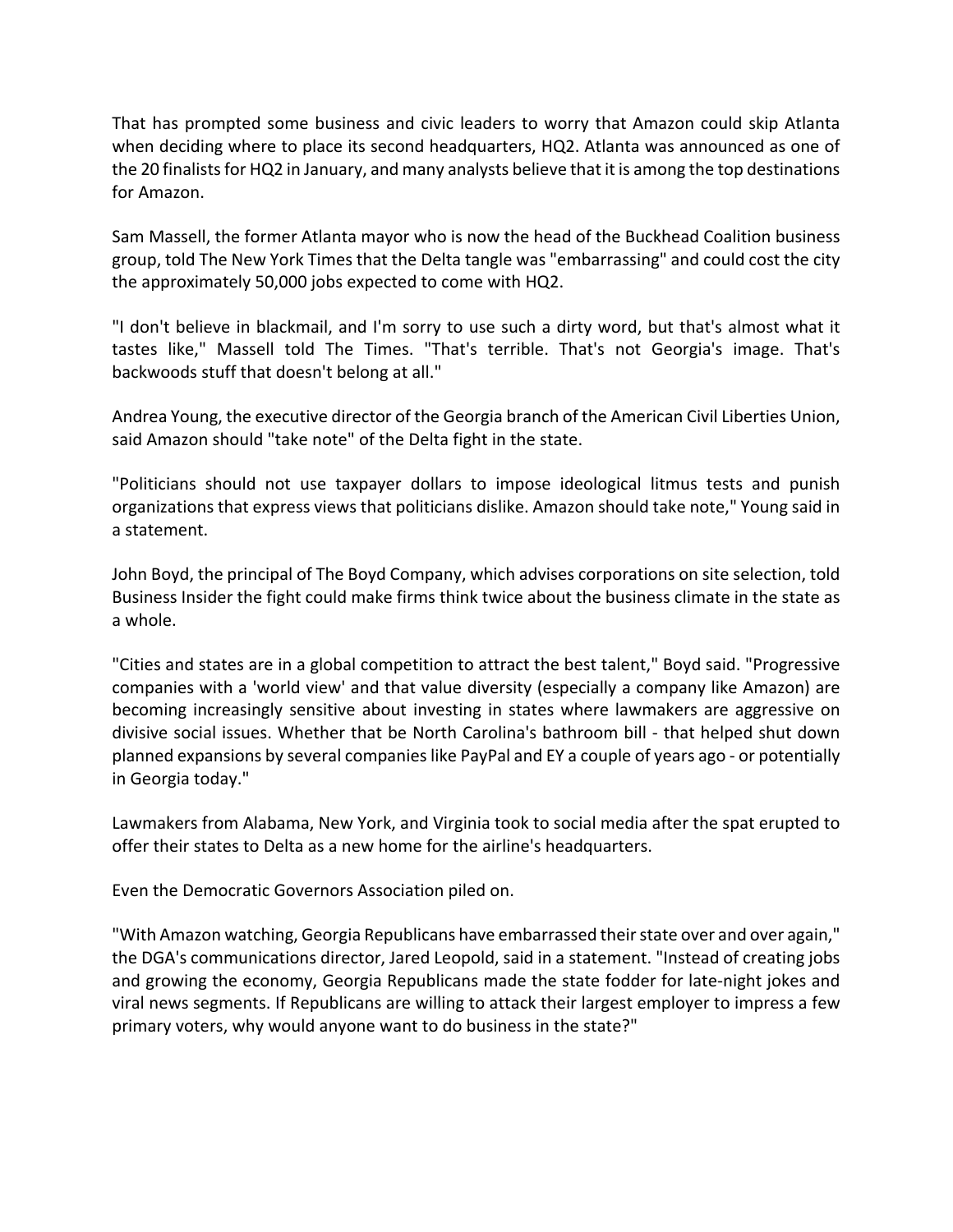That has prompted some business and civic leaders to worry that Amazon could skip Atlanta when deciding where to place its second headquarters, HQ2. Atlanta was announced as one of the 20 finalists for HQ2 in January, and many analysts believe that it is among the top destinations for Amazon.

Sam Massell, the former Atlanta mayor who is now the head of the Buckhead Coalition business group, told The New York Times that the Delta tangle was "embarrassing" and could cost the city the approximately 50,000 jobs expected to come with HQ2.

"I don't believe in blackmail, and I'm sorry to use such a dirty word, but that's almost what it tastes like," Massell told The Times. "That's terrible. That's not Georgia's image. That's backwoods stuff that doesn't belong at all."

Andrea Young, the executive director of the Georgia branch of the American Civil Liberties Union, said Amazon should "take note" of the Delta fight in the state.

"Politicians should not use taxpayer dollars to impose ideological litmus tests and punish organizations that express views that politicians dislike. Amazon should take note," Young said in a statement.

John Boyd, the principal of The Boyd Company, which advises corporations on site selection, told Business Insider the fight could make firms think twice about the business climate in the state as a whole.

"Cities and states are in a global competition to attract the best talent," Boyd said. "Progressive companies with a 'world view' and that value diversity (especially a company like Amazon) are becoming increasingly sensitive about investing in states where lawmakers are aggressive on divisive social issues. Whether that be North Carolina's bathroom bill - that helped shut down planned expansions by several companies like PayPal and EY a couple of years ago - or potentially in Georgia today."

Lawmakers from Alabama, New York, and Virginia took to social media after the spat erupted to offer their states to Delta as a new home for the airline's headquarters.

Even the Democratic Governors Association piled on.

"With Amazon watching, Georgia Republicans have embarrassed their state over and over again," the DGA's communications director, Jared Leopold, said in a statement. "Instead of creating jobs and growing the economy, Georgia Republicans made the state fodder for late-night jokes and viral news segments. If Republicans are willing to attack their largest employer to impress a few primary voters, why would anyone want to do business in the state?"